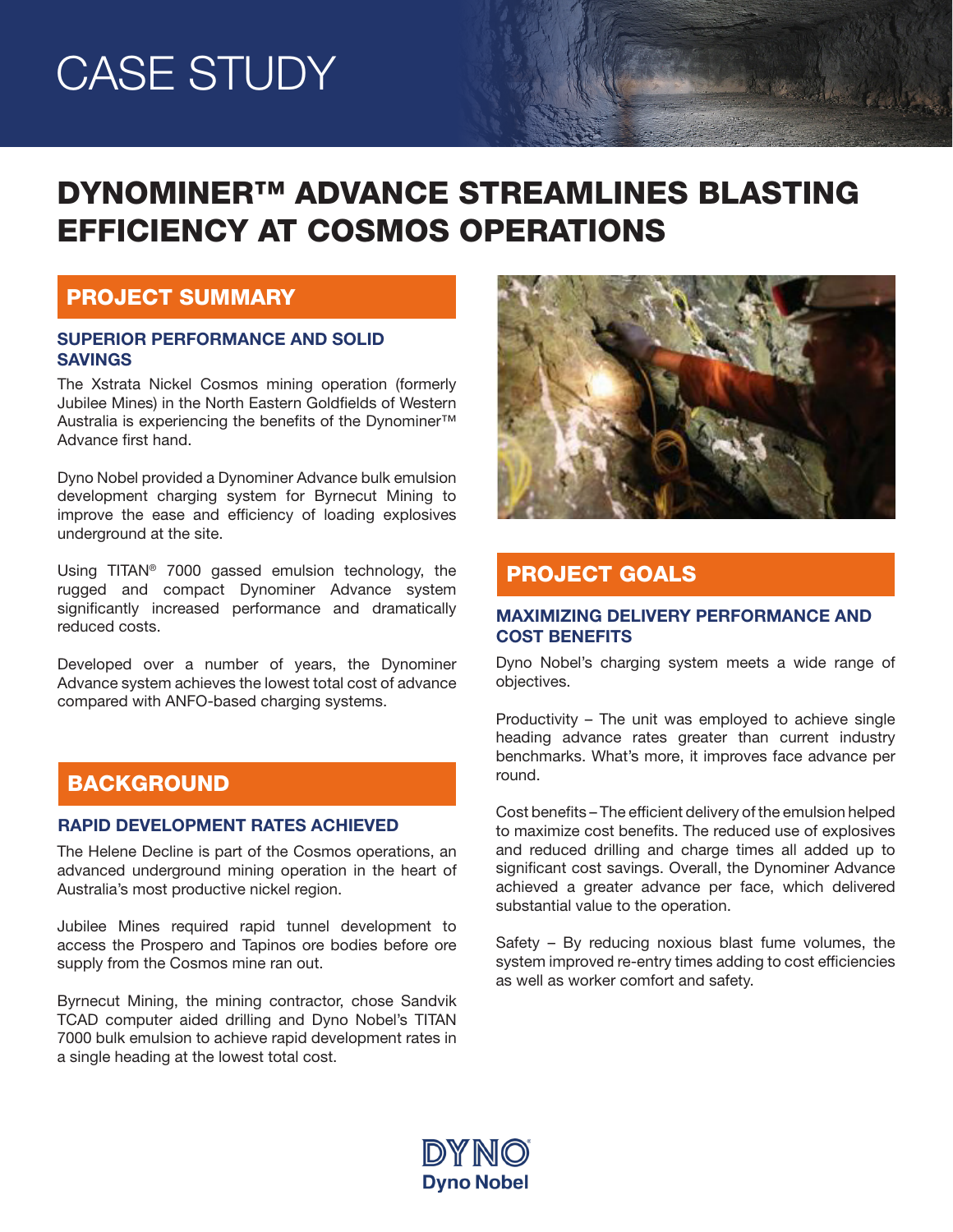# CASE STUDY

# DYNOMINER™ ADVANCE STREAMLINES BLASTING EFFICIENCY AT COSMOS OPERATIONS

## PROJECT SUMMARY

### SUPERIOR PERFORMANCE AND SOLID SAVINGS

The Xstrata Nickel Cosmos mining operation (formerly Jubilee Mines) in the North Eastern Goldfields of Western Australia is experiencing the benefits of the Dynominer™ Advance first hand.

Dyno Nobel provided a Dynominer Advance bulk emulsion development charging system for Byrnecut Mining to improve the ease and efficiency of loading explosives underground at the site.

Using TITAN® 7000 gassed emulsion technology, the rugged and compact Dynominer Advance system significantly increased performance and dramatically reduced costs.

Developed over a number of years, the Dynominer Advance system achieves the lowest total cost of advance compared with ANFO-based charging systems.

## BACKGROUND

### RAPID DEVELOPMENT RATES ACHIEVED

The Helene Decline is part of the Cosmos operations, an advanced underground mining operation in the heart of Australia's most productive nickel region.

Jubilee Mines required rapid tunnel development to access the Prospero and Tapinos ore bodies before ore supply from the Cosmos mine ran out.

Byrnecut Mining, the mining contractor, chose Sandvik TCAD computer aided drilling and Dyno Nobel's TITAN 7000 bulk emulsion to achieve rapid development rates in a single heading at the lowest total cost.

## PROJECT GOALS

### MAXIMIZING DELIVERY PERFORMANCE AND COST BENEFITS

Dyno Nobel's charging system meets a wide range of objectives.

Productivity – The unit was employed to achieve single heading advance rates greater than current industry benchmarks. What's more, it improves face advance per round.

Cost benefits – The efficient delivery of the emulsion helped to maximize cost benefits. The reduced use of explosives and reduced drilling and charge times all added up to significant cost savings. Overall, the Dynominer Advance achieved a greater advance per face, which delivered substantial value to the operation.

Safety – By reducing noxious blast fume volumes, the system improved re-entry times adding to cost efficiencies as well as worker comfort and safety.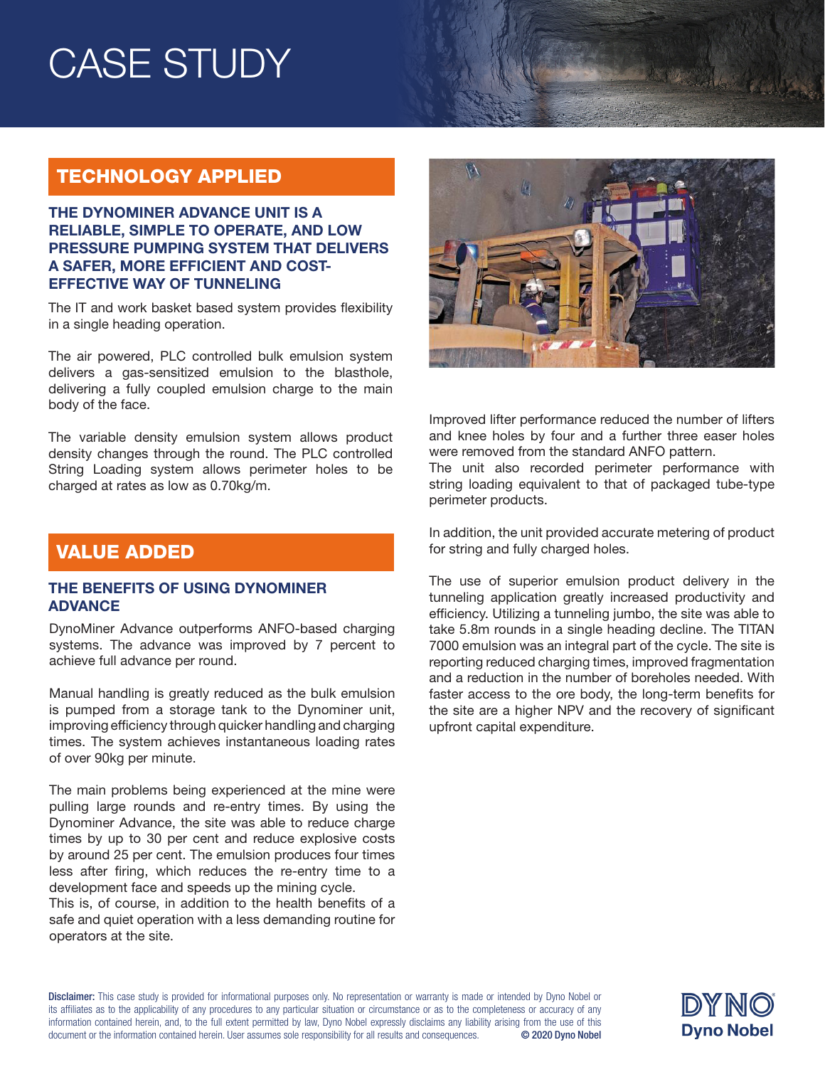# CASE STUDY

## TECHNOLOGY APPLIED

### THE DYNOMINER ADVANCE UNIT IS A RELIABLE, SIMPLE TO OPERATE, AND LOW PRESSURE PUMPING SYSTEM THAT DELIVERS A SAFER, MORE EFFICIENT AND COST-EFFECTIVE WAY OF TUNNELING

The IT and work basket based system provides flexibility in a single heading operation.

The air powered, PLC controlled bulk emulsion system delivers a gas-sensitized emulsion to the blasthole, delivering a fully coupled emulsion charge to the main body of the face.

The variable density emulsion system allows product density changes through the round. The PLC controlled String Loading system allows perimeter holes to be charged at rates as low as 0.70kg/m.

## VALUE ADDED

### THE BENEFITS OF USING DYNOMINER ADVANCE

DynoMiner Advance outperforms ANFO-based charging systems. The advance was improved by 7 percent to achieve full advance per round.

Manual handling is greatly reduced as the bulk emulsion is pumped from a storage tank to the Dynominer unit, improving efficiency through quicker handling and charging times. The system achieves instantaneous loading rates of over 90kg per minute.

The main problems being experienced at the mine were pulling large rounds and re-entry times. By using the Dynominer Advance, the site was able to reduce charge times by up to 30 per cent and reduce explosive costs by around 25 per cent. The emulsion produces four times less after firing, which reduces the re-entry time to a development face and speeds up the mining cycle.
This is, of course, in addition to the health benefits of a safe and quiet operation with a less demanding routine for operators at the site.

Improved lifter performance reduced the number of lifters and knee holes by four and a further three easer holes were removed from the standard ANFO pattern.
The unit also recorded perimeter performance with string loading equivalent to that of packaged tube-type perimeter products.

In addition, the unit provided accurate metering of product for string and fully charged holes.

The use of superior emulsion product delivery in the tunneling application greatly increased productivity and efficiency. Utilizing a tunneling jumbo, the site was able to take 5.8m rounds in a single heading decline. The TITAN 7000 emulsion was an integral part of the cycle. The site is reporting reduced charging times, improved fragmentation and a reduction in the number of boreholes needed. With faster access to the ore body, the long-term benefits for the site are a higher NPV and the recovery of significant upfront capital expenditure.

**Disclaimer:** This case study is provided for informational purposes only. No representation or warranty is made or intended by Dyno Nobel or its affiliates as to the applicability of any procedures to any particular situation or circumstance or as to the completeness or accuracy of any information contained herein, and, to the full extent permitted by law, Dyno Nobel expressly disclaims any liability arising from the use of this document or the information contained herein. User assumes sole responsibility for all results and consequences. **© 2020 Dyno Nobel**

DYNO
Dyno Nobel